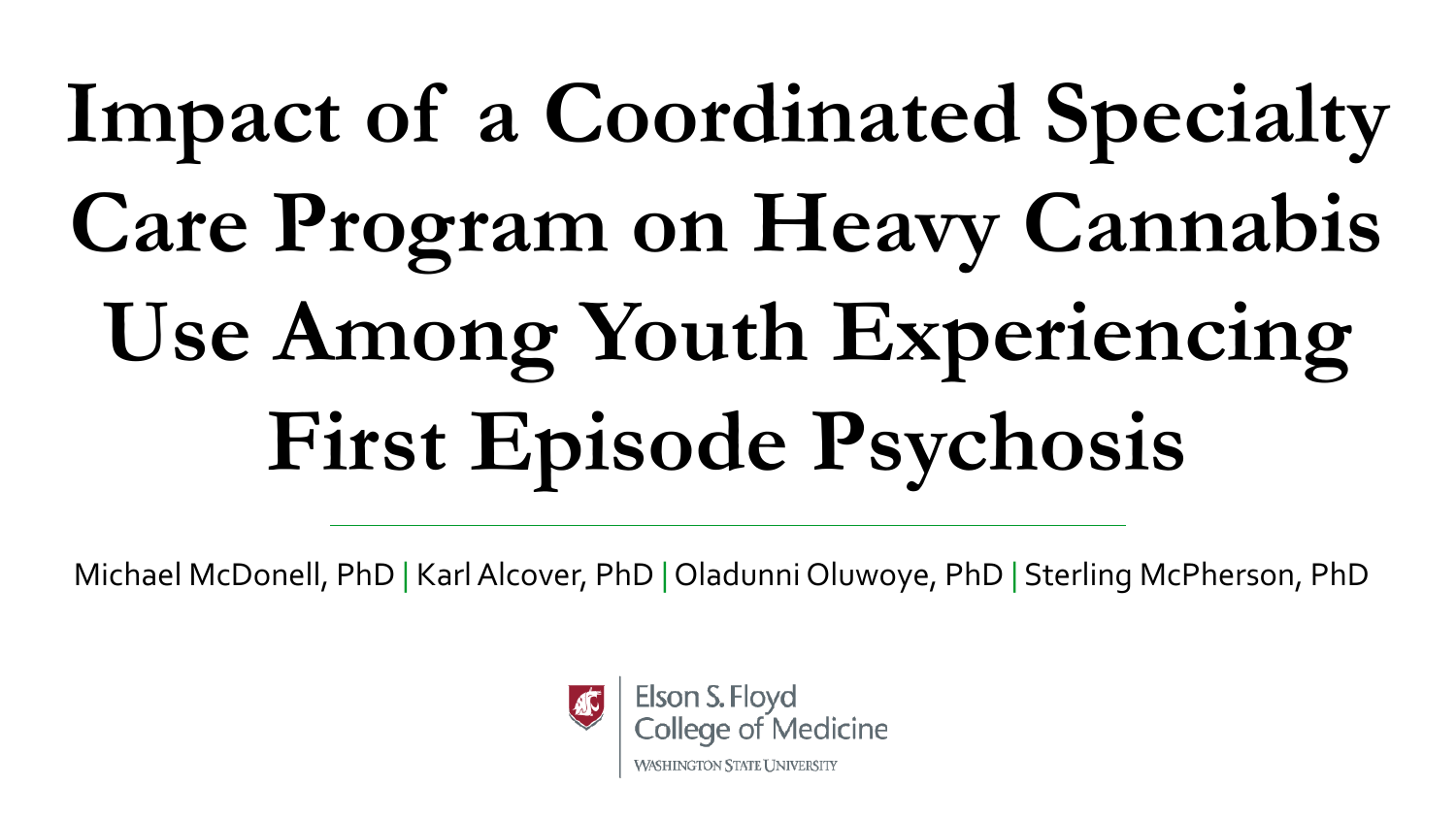# Impact of a Coordinated Specialty Care Program on Heavy Cannabis Use Among Youth Experiencing First Episode Psychosis

Michael McDonell, PhD | Karl Alcover, PhD | Oladunni Oluwoye, PhD | Sterling McPherson, PhD

Elson S. Floyd College of Medicine

Washington State University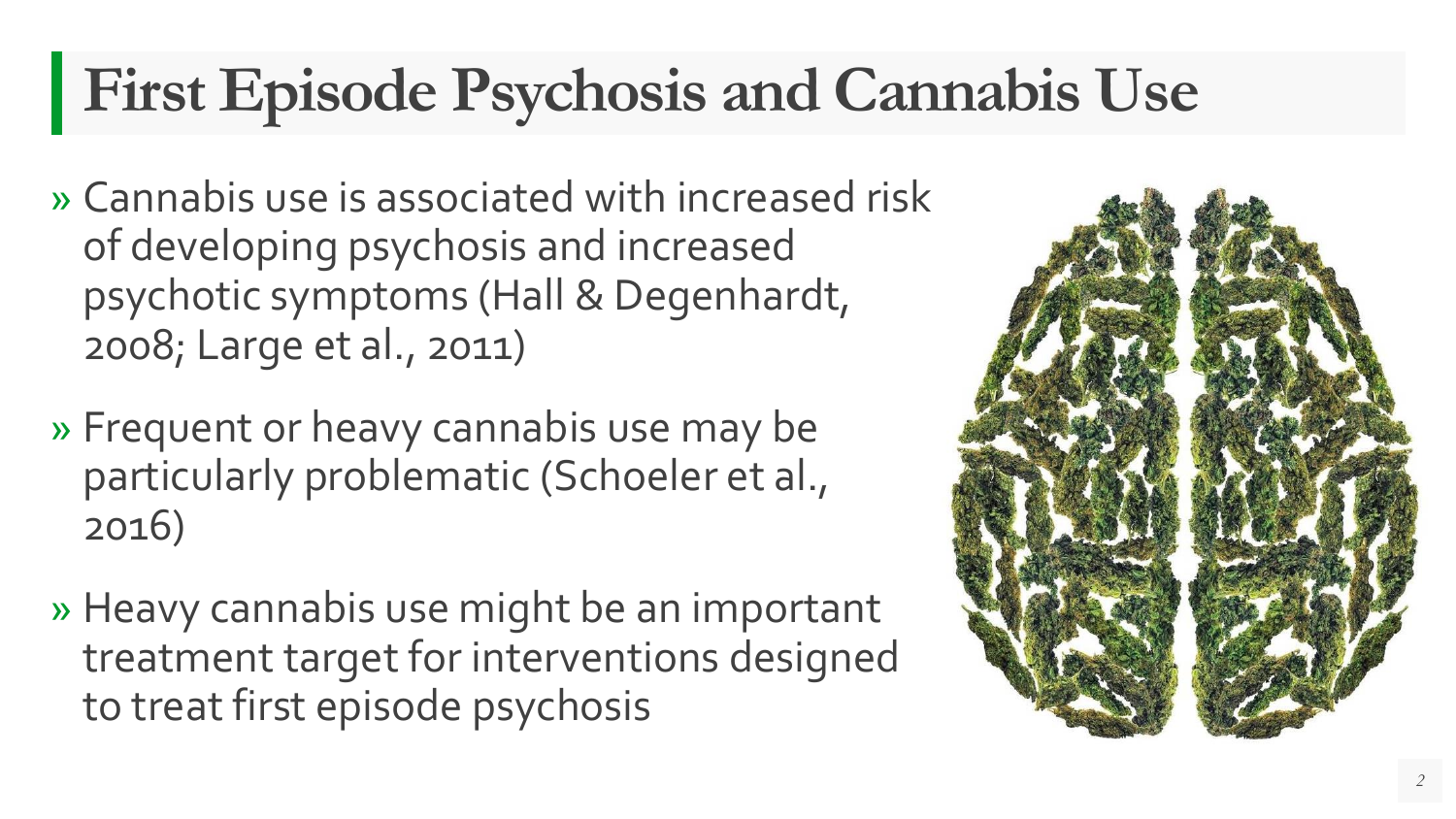# First Episode Psychosis and Cannabis Use

- Cannabis use is associated with increased risk of developing psychosis and increased psychotic symptoms (Hall & Degenhardt, 2008; Large et al., 2011)
- Frequent or heavy cannabis use may be particularly problematic (Schoeler et al., 2016)
- Heavy cannabis use might be an important treatment target for interventions designed to treat first episode psychosis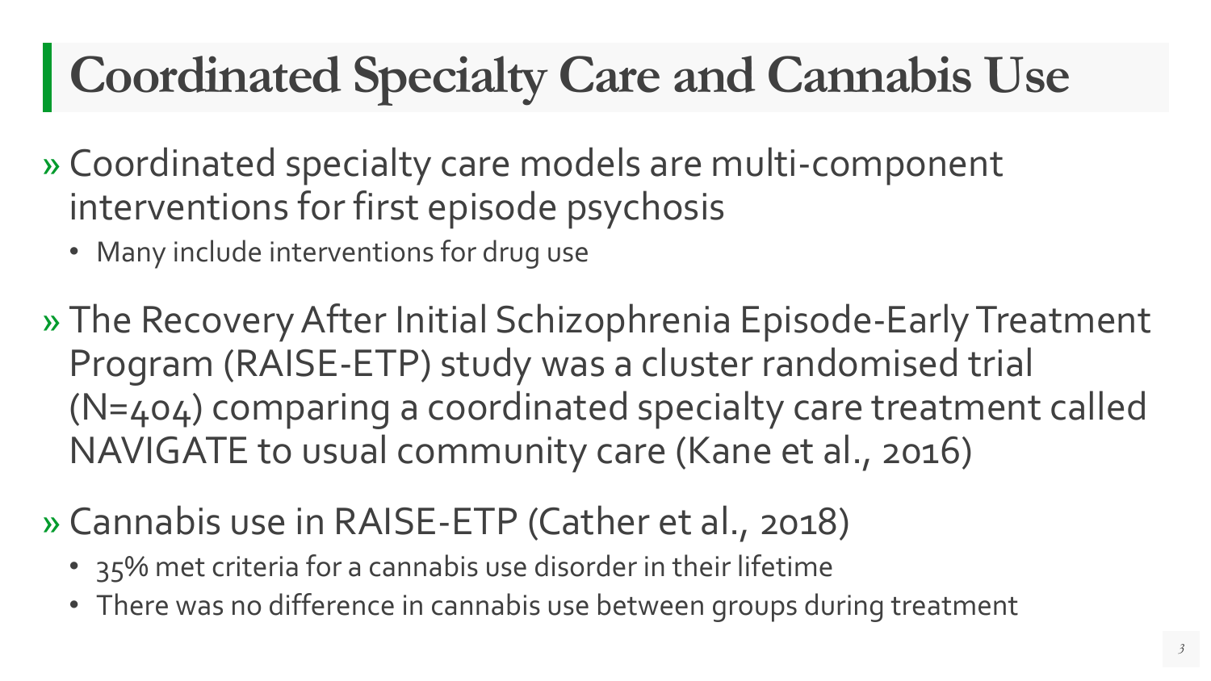# Coordinated Specialty Care and Cannabis Use

- Coordinated specialty care models are multi-component interventions for first episode psychosis
  - Many include interventions for drug use
- The Recovery After Initial Schizophrenia Episode-Early Treatment Program (RAISE-ETP) study was a cluster randomised trial (N=404) comparing a coordinated specialty care treatment called NAVIGATE to usual community care (Kane et al., 2016)
- Cannabis use in RAISE-ETP (Cather et al., 2018)
  - 35% met criteria for a cannabis use disorder in their lifetime
  - There was no difference in cannabis use between groups during treatment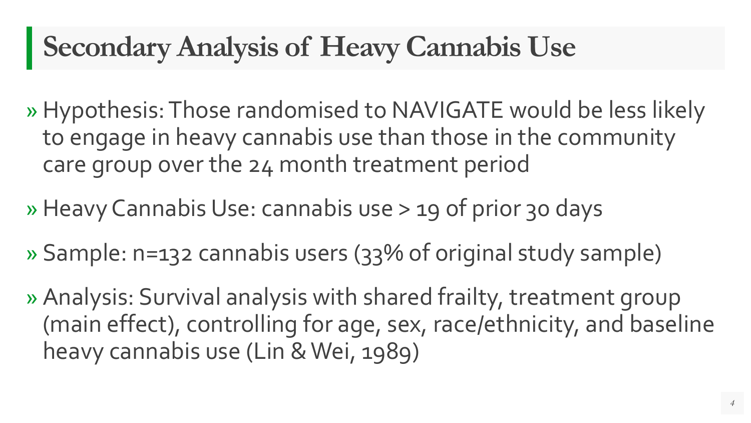# Secondary Analysis of Heavy Cannabis Use

- Hypothesis: Those randomised to NAVIGATE would be less likely to engage in heavy cannabis use than those in the community care group over the 24 month treatment period
- Heavy Cannabis Use: cannabis use > 19 of prior 30 days
- Sample: n=132 cannabis users (33% of original study sample)
- Analysis: Survival analysis with shared frailty, treatment group (main effect), controlling for age, sex, race/ethnicity, and baseline heavy cannabis use (Lin & Wei, 1989)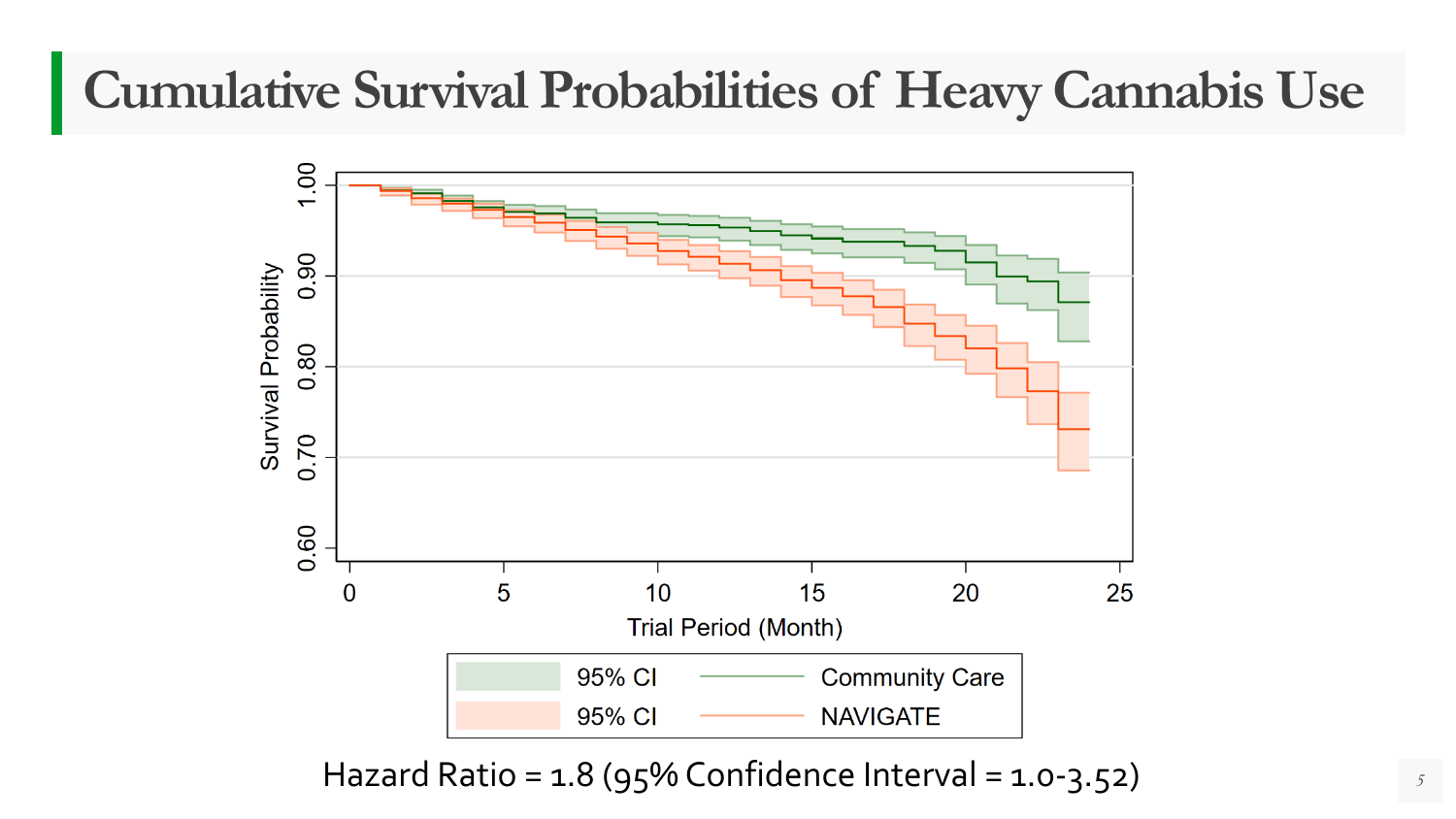# Cumulative Survival Probabilities of Heavy Cannabis Use

Survival Probability

1.00
0.90
0.80
0.70
0.60

0
5
10
15
20
25

Trial Period (Month)

95% CI
95% CI
Community Care
NAVIGATE

Hazard Ratio = 1.8 (95% Confidence Interval = 1.0-3.52)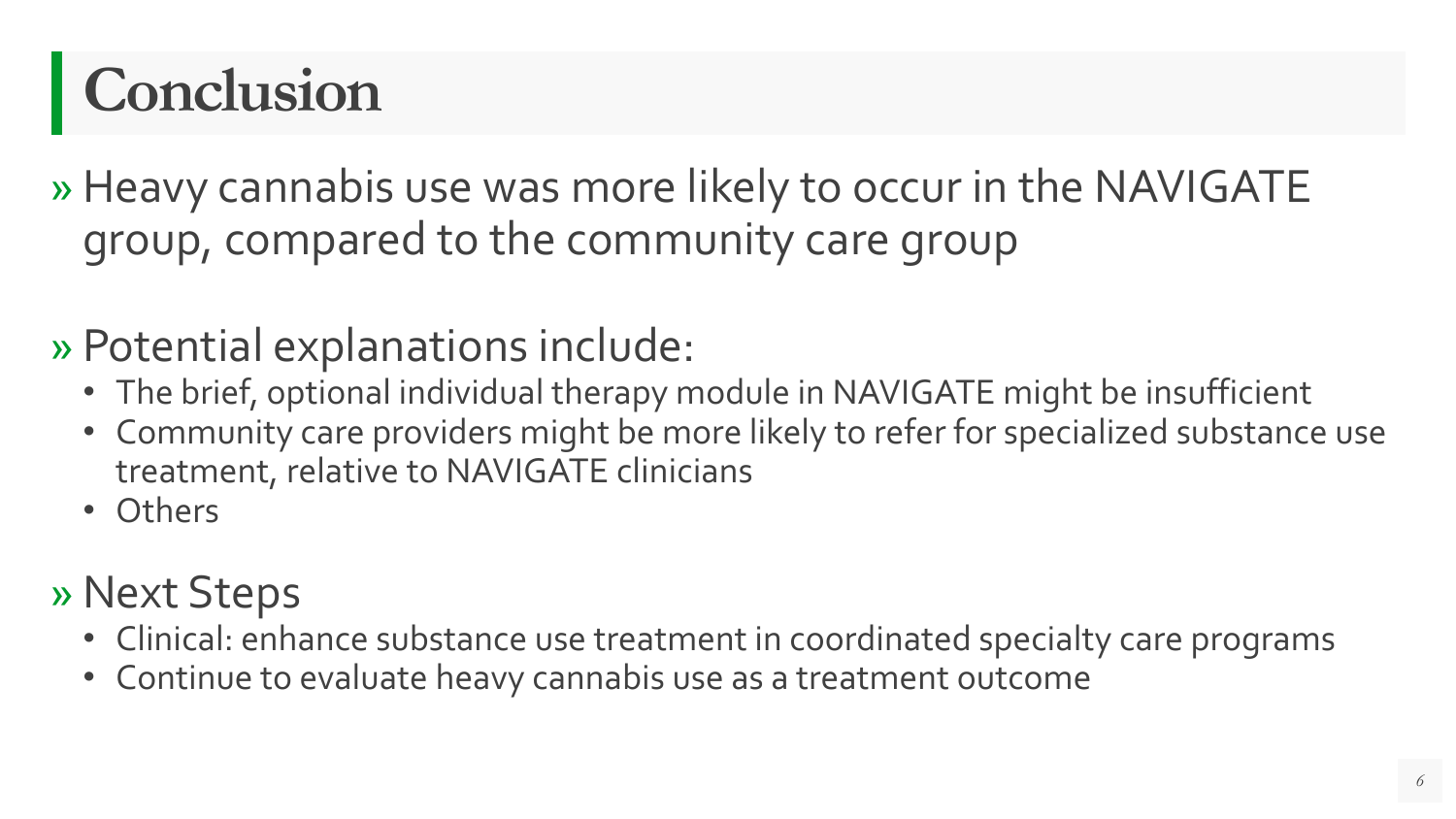# Conclusion

- Heavy cannabis use was more likely to occur in the NAVIGATE group, compared to the community care group

- Potential explanations include:
  - The brief, optional individual therapy module in NAVIGATE might be insufficient
  - Community care providers might be more likely to refer for specialized substance use treatment, relative to NAVIGATE clinicians
  - Others

- Next Steps
  - Clinical: enhance substance use treatment in coordinated specialty care programs
  - Continue to evaluate heavy cannabis use as a treatment outcome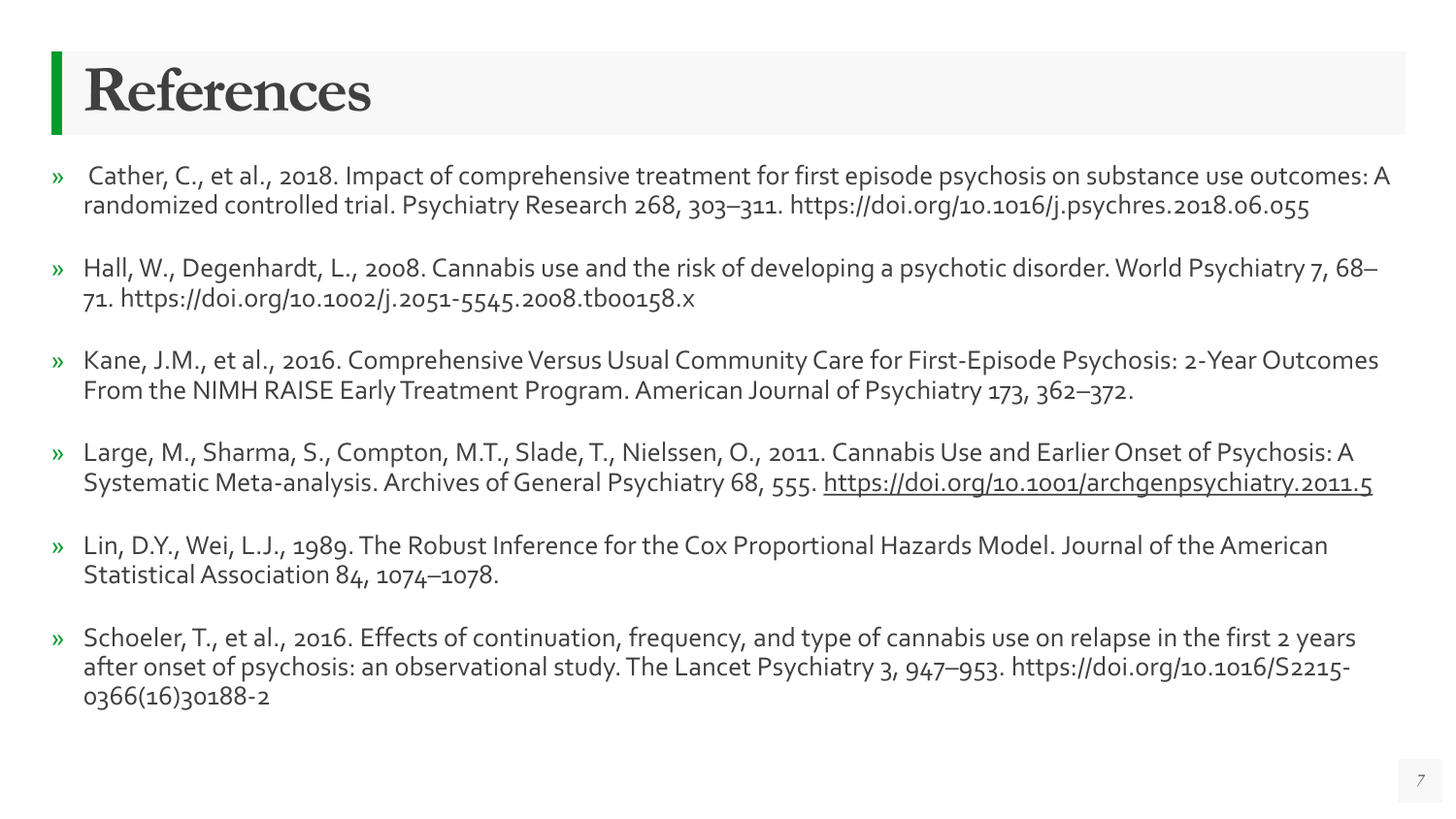# References

- Cather, C., et al., 2018. Impact of comprehensive treatment for first episode psychosis on substance use outcomes: A randomized controlled trial. Psychiatry Research 268, 303–311. https://doi.org/10.1016/j.psychres.2018.06.055
- Hall, W., Degenhardt, L., 2008. Cannabis use and the risk of developing a psychotic disorder. World Psychiatry 7, 68–71. https://doi.org/10.1002/j.2051-5545.2008.tb00158.x
- Kane, J.M., et al., 2016. Comprehensive Versus Usual Community Care for First-Episode Psychosis: 2-Year Outcomes From the NIMH RAISE Early Treatment Program. American Journal of Psychiatry 173, 362–372.
- Large, M., Sharma, S., Compton, M.T., Slade, T., Nielssen, O., 2011. Cannabis Use and Earlier Onset of Psychosis: A Systematic Meta-analysis. Archives of General Psychiatry 68, 555. https://doi.org/10.1001/archgenpsychiatry.2011.5
- Lin, D.Y., Wei, L.J., 1989. The Robust Inference for the Cox Proportional Hazards Model. Journal of the American Statistical Association 84, 1074–1078.
- Schoeler, T., et al., 2016. Effects of continuation, frequency, and type of cannabis use on relapse in the first 2 years after onset of psychosis: an observational study. The Lancet Psychiatry 3, 947–953. https://doi.org/10.1016/S2215-0366(16)30188-2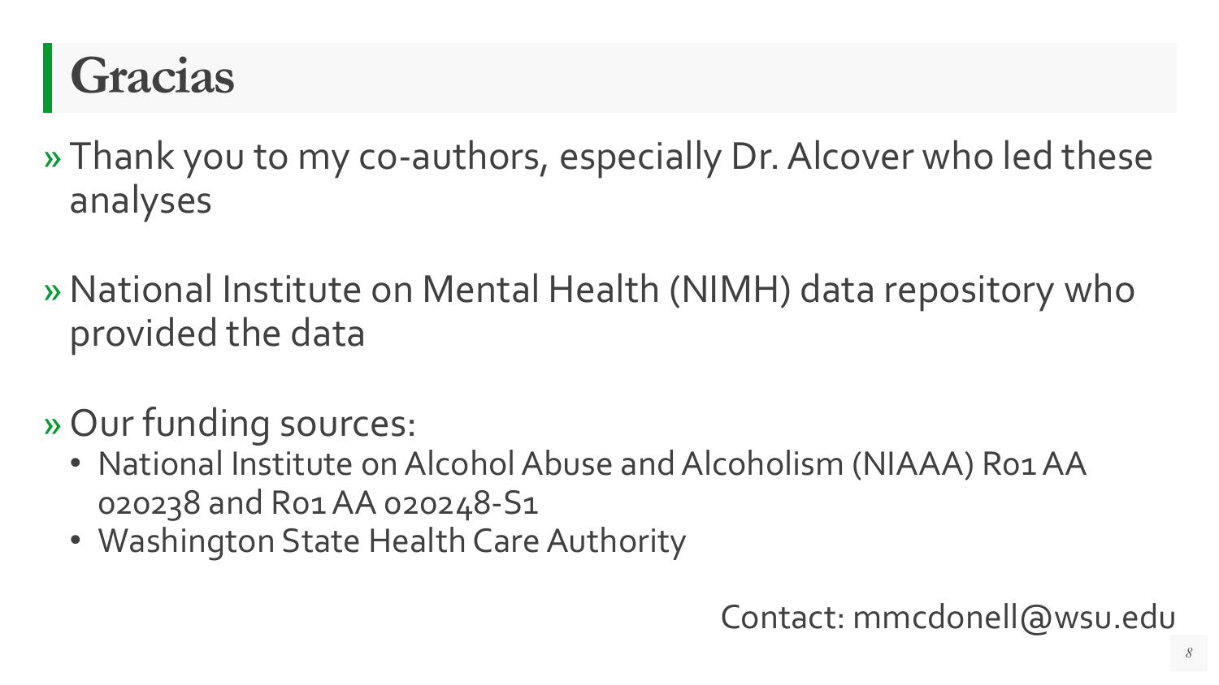# Gracias

- Thank you to my co-authors, especially Dr. Alcover who led these analyses

- National Institute on Mental Health (NIMH) data repository who provided the data

- Our funding sources:
  - National Institute on Alcohol Abuse and Alcoholism (NIAAA) R01 AA 020238 and R01 AA 020248-S1
  - Washington State Health Care Authority

Contact: mmcdonell@wsu.edu